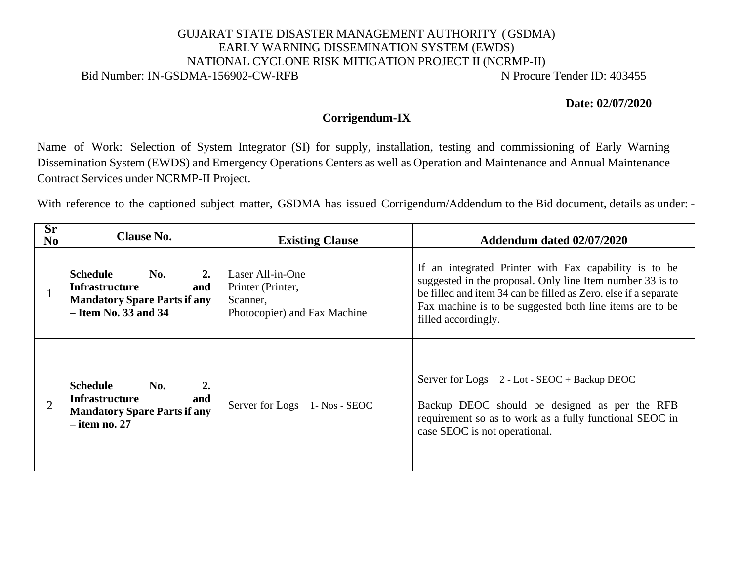GUJARAT STATE DISASTER MANAGEMENT AUTHORITY (GSDMA)
EARLY WARNING DISSEMINATION SYSTEM (EWDS)
NATIONAL CYCLONE RISK MITIGATION PROJECT II (NCRMP-II)

Bid Number: IN-GSDMA-156902-CW-RFB N Procure Tender ID: 403455

**Date: 02/07/2020**

## Corrigendum-IX

Name of Work: Selection of System Integrator (SI) for supply, installation, testing and commissioning of Early Warning Dissemination System (EWDS) and Emergency Operations Centers as well as Operation and Maintenance and Annual Maintenance Contract Services under NCRMP-II Project.

With reference to the captioned subject matter, GSDMA has issued Corrigendum/Addendum to the Bid document, details as under: -

| Sr No | Clause No. | Existing Clause | Addendum dated 02/07/2020 |
|---|---|---|---|
| 1 | **Schedule No. 2. Infrastructure and Mandatory Spare Parts if any – Item No. 33 and 34** | Laser All-in-One Printer (Printer, Scanner, Photocopier) and Fax Machine | If an integrated Printer with Fax capability is to be suggested in the proposal. Only line Item number 33 is to be filled and item 34 can be filled as Zero. else if a separate Fax machine is to be suggested both line items are to be filled accordingly. |
| 2 | **Schedule No. 2. Infrastructure and Mandatory Spare Parts if any – item no. 27** | Server for Logs – 1- Nos - SEOC | Server for Logs – 2 - Lot - SEOC + Backup DEOC<br><br>Backup DEOC should be designed as per the RFB requirement so as to work as a fully functional SEOC in case SEOC is not operational. |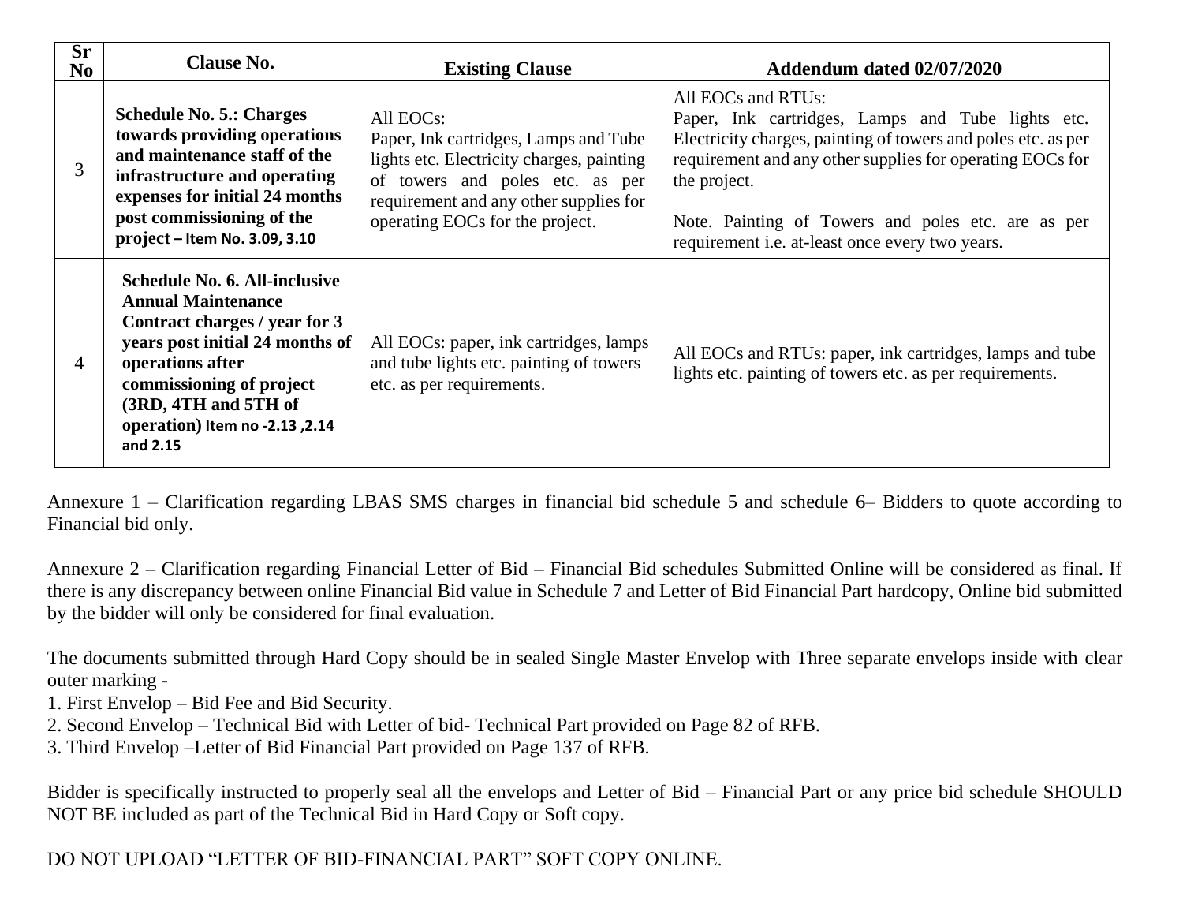| Sr No | Clause No. | Existing Clause | Addendum dated 02/07/2020 |
|---|---|---|---|
| 3 | **Schedule No. 5.: Charges towards providing operations and maintenance staff of the infrastructure and operating expenses for initial 24 months post commissioning of the project – Item No. 3.09, 3.10** | All EOCs:<br>Paper, Ink cartridges, Lamps and Tube lights etc. Electricity charges, painting of towers and poles etc. as per requirement and any other supplies for operating EOCs for the project. | All EOCs and RTUs:<br>Paper, Ink cartridges, Lamps and Tube lights etc. Electricity charges, painting of towers and poles etc. as per requirement and any other supplies for operating EOCs for the project.<br><br>Note. Painting of Towers and poles etc. are as per requirement i.e. at-least once every two years. |
| 4 | **Schedule No. 6. All-inclusive Annual Maintenance Contract charges / year for 3 years post initial 24 months of operations after commissioning of project (3RD, 4TH and 5TH of operation) Item no -2.13 ,2.14 and 2.15** | All EOCs: paper, ink cartridges, lamps and tube lights etc. painting of towers etc. as per requirements. | All EOCs and RTUs: paper, ink cartridges, lamps and tube lights etc. painting of towers etc. as per requirements. |

Annexure 1 – Clarification regarding LBAS SMS charges in financial bid schedule 5 and schedule 6– Bidders to quote according to Financial bid only.

Annexure 2 – Clarification regarding Financial Letter of Bid – Financial Bid schedules Submitted Online will be considered as final. If there is any discrepancy between online Financial Bid value in Schedule 7 and Letter of Bid Financial Part hardcopy, Online bid submitted by the bidder will only be considered for final evaluation.

The documents submitted through Hard Copy should be in sealed Single Master Envelop with Three separate envelops inside with clear outer marking -

1. First Envelop – Bid Fee and Bid Security.
2. Second Envelop – Technical Bid with Letter of bid- Technical Part provided on Page 82 of RFB.
3. Third Envelop –Letter of Bid Financial Part provided on Page 137 of RFB.

Bidder is specifically instructed to properly seal all the envelops and Letter of Bid – Financial Part or any price bid schedule SHOULD NOT BE included as part of the Technical Bid in Hard Copy or Soft copy.

DO NOT UPLOAD "LETTER OF BID-FINANCIAL PART" SOFT COPY ONLINE.